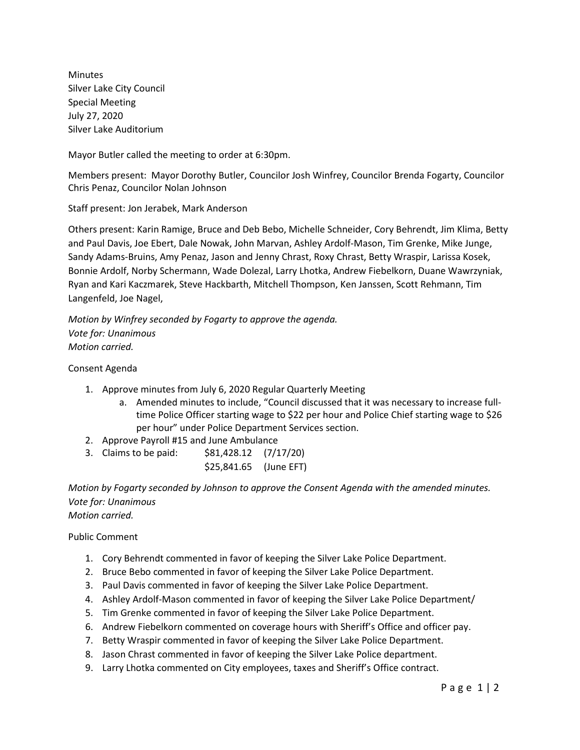Minutes
Silver Lake City Council
Special Meeting
July 27, 2020
Silver Lake Auditorium

Mayor Butler called the meeting to order at 6:30pm.

Members present: Mayor Dorothy Butler, Councilor Josh Winfrey, Councilor Brenda Fogarty, Councilor Chris Penaz, Councilor Nolan Johnson

Staff present: Jon Jerabek, Mark Anderson

Others present: Karin Ramige, Bruce and Deb Bebo, Michelle Schneider, Cory Behrendt, Jim Klima, Betty and Paul Davis, Joe Ebert, Dale Nowak, John Marvan, Ashley Ardolf-Mason, Tim Grenke, Mike Junge, Sandy Adams-Bruins, Amy Penaz, Jason and Jenny Chrast, Roxy Chrast, Betty Wraspir, Larissa Kosek, Bonnie Ardolf, Norby Schermann, Wade Dolezal, Larry Lhotka, Andrew Fiebelkorn, Duane Wawrzyniak, Ryan and Kari Kaczmarek, Steve Hackbarth, Mitchell Thompson, Ken Janssen, Scott Rehmann, Tim Langenfeld, Joe Nagel,

*Motion by Winfrey seconded by Fogarty to approve the agenda.*
*Vote for: Unanimous*
*Motion carried.*

Consent Agenda

1. Approve minutes from July 6, 2020 Regular Quarterly Meeting
   a. Amended minutes to include, "Council discussed that it was necessary to increase full-time Police Officer starting wage to $22 per hour and Police Chief starting wage to $26 per hour" under Police Department Services section.
2. Approve Payroll #15 and June Ambulance
3. Claims to be paid: $81,428.12 (7/17/20)
   $25,841.65 (June EFT)

*Motion by Fogarty seconded by Johnson to approve the Consent Agenda with the amended minutes.*
*Vote for: Unanimous*
*Motion carried.*

Public Comment

1. Cory Behrendt commented in favor of keeping the Silver Lake Police Department.
2. Bruce Bebo commented in favor of keeping the Silver Lake Police Department.
3. Paul Davis commented in favor of keeping the Silver Lake Police Department.
4. Ashley Ardolf-Mason commented in favor of keeping the Silver Lake Police Department/
5. Tim Grenke commented in favor of keeping the Silver Lake Police Department.
6. Andrew Fiebelkorn commented on coverage hours with Sheriff's Office and officer pay.
7. Betty Wraspir commented in favor of keeping the Silver Lake Police Department.
8. Jason Chrast commented in favor of keeping the Silver Lake Police department.
9. Larry Lhotka commented on City employees, taxes and Sheriff's Office contract.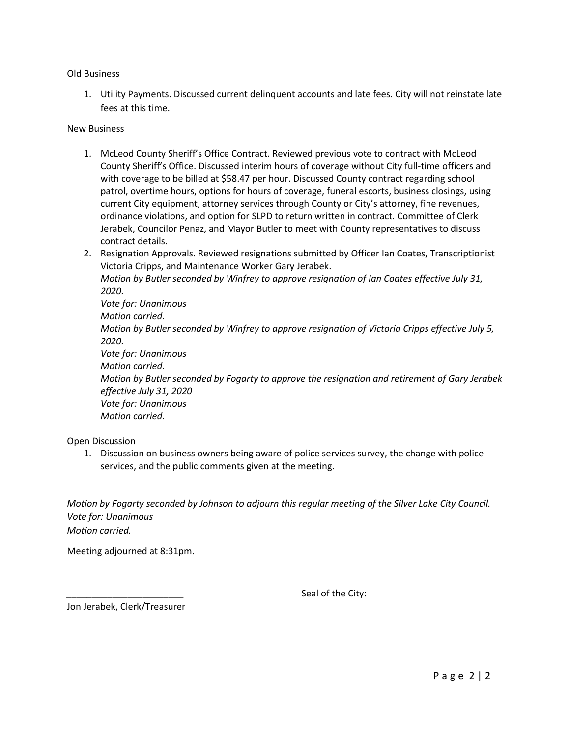Old Business

1. Utility Payments. Discussed current delinquent accounts and late fees. City will not reinstate late fees at this time.

New Business

1. McLeod County Sheriff's Office Contract. Reviewed previous vote to contract with McLeod County Sheriff's Office. Discussed interim hours of coverage without City full-time officers and with coverage to be billed at $58.47 per hour. Discussed County contract regarding school patrol, overtime hours, options for hours of coverage, funeral escorts, business closings, using current City equipment, attorney services through County or City's attorney, fine revenues, ordinance violations, and option for SLPD to return written in contract. Committee of Clerk Jerabek, Councilor Penaz, and Mayor Butler to meet with County representatives to discuss contract details.
2. Resignation Approvals. Reviewed resignations submitted by Officer Ian Coates, Transcriptionist Victoria Cripps, and Maintenance Worker Gary Jerabek.
   *Motion by Butler seconded by Winfrey to approve resignation of Ian Coates effective July 31, 2020.*
   *Vote for: Unanimous*
   *Motion carried.*
   *Motion by Butler seconded by Winfrey to approve resignation of Victoria Cripps effective July 5, 2020.*
   *Vote for: Unanimous*
   *Motion carried.*
   *Motion by Butler seconded by Fogarty to approve the resignation and retirement of Gary Jerabek effective July 31, 2020*
   *Vote for: Unanimous*
   *Motion carried.*

Open Discussion

1. Discussion on business owners being aware of police services survey, the change with police services, and the public comments given at the meeting.

*Motion by Fogarty seconded by Johnson to adjourn this regular meeting of the Silver Lake City Council.*
*Vote for: Unanimous*
*Motion carried.*

Meeting adjourned at 8:31pm.

_______________________ Seal of the City:

Jon Jerabek, Clerk/Treasurer